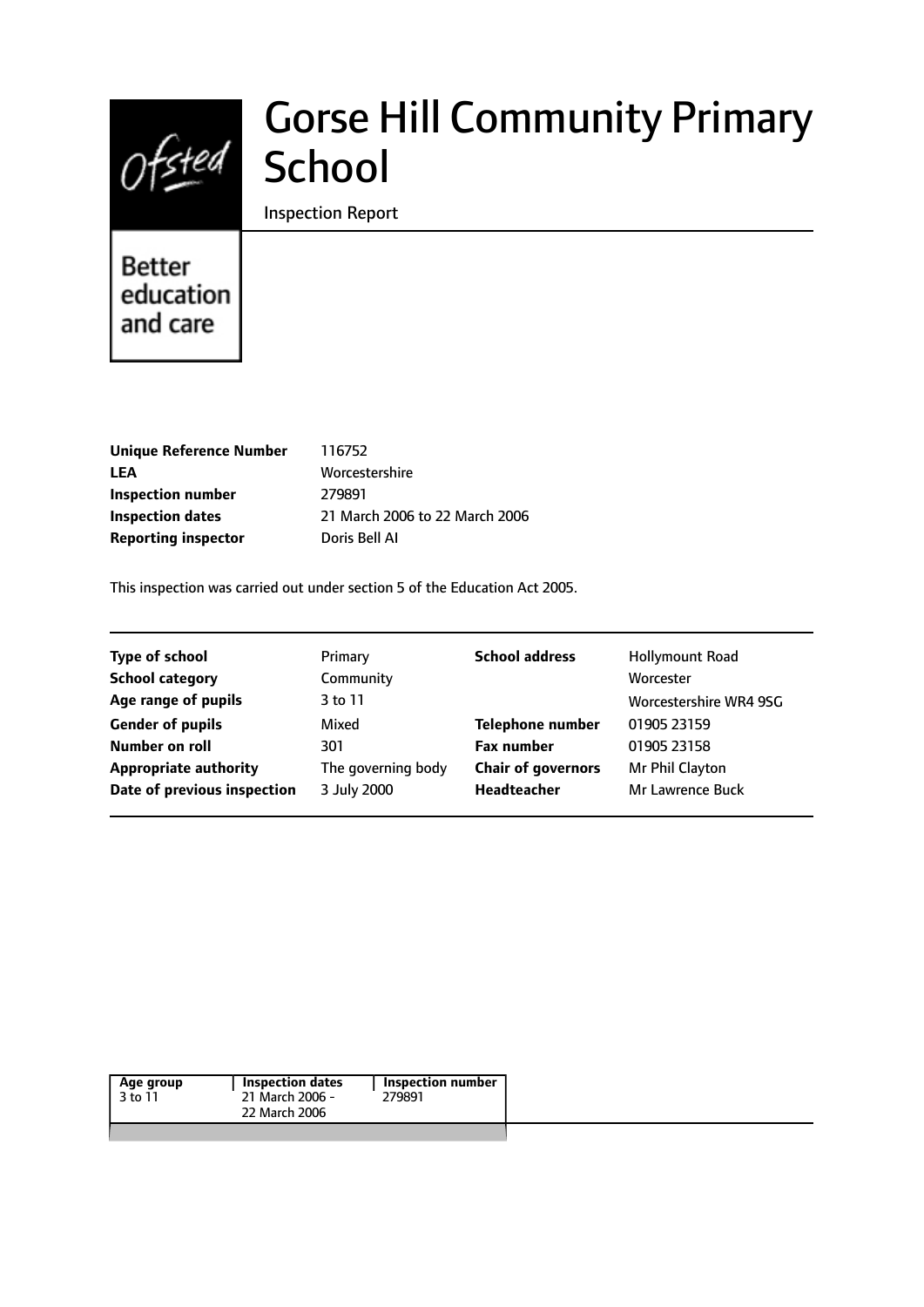Ofsted

Better education and care

# Gorse Hill Community Primary School

Inspection Report

| | |
|---|---|
| **Unique Reference Number** | 116752 |
| **LEA** | Worcestershire |
| **Inspection number** | 279891 |
| **Inspection dates** | 21 March 2006 to 22 March 2006 |
| **Reporting inspector** | Doris Bell AI |

This inspection was carried out under section 5 of the Education Act 2005.

| | | | |
|---|---|---|---|
| **Type of school** | Primary | **School address** | Hollymount Road |
| **School category** | Community | | Worcester |
| **Age range of pupils** | 3 to 11 | | Worcestershire WR4 9SG |
| **Gender of pupils** | Mixed | **Telephone number** | 01905 23159 |
| **Number on roll** | 301 | **Fax number** | 01905 23158 |
| **Appropriate authority** | The governing body | **Chair of governors** | Mr Phil Clayton |
| **Date of previous inspection** | 3 July 2000 | **Headteacher** | Mr Lawrence Buck |

| Age group | Inspection dates | Inspection number |
|---|---|---|
| 3 to 11 | 21 March 2006 - 22 March 2006 | 279891 |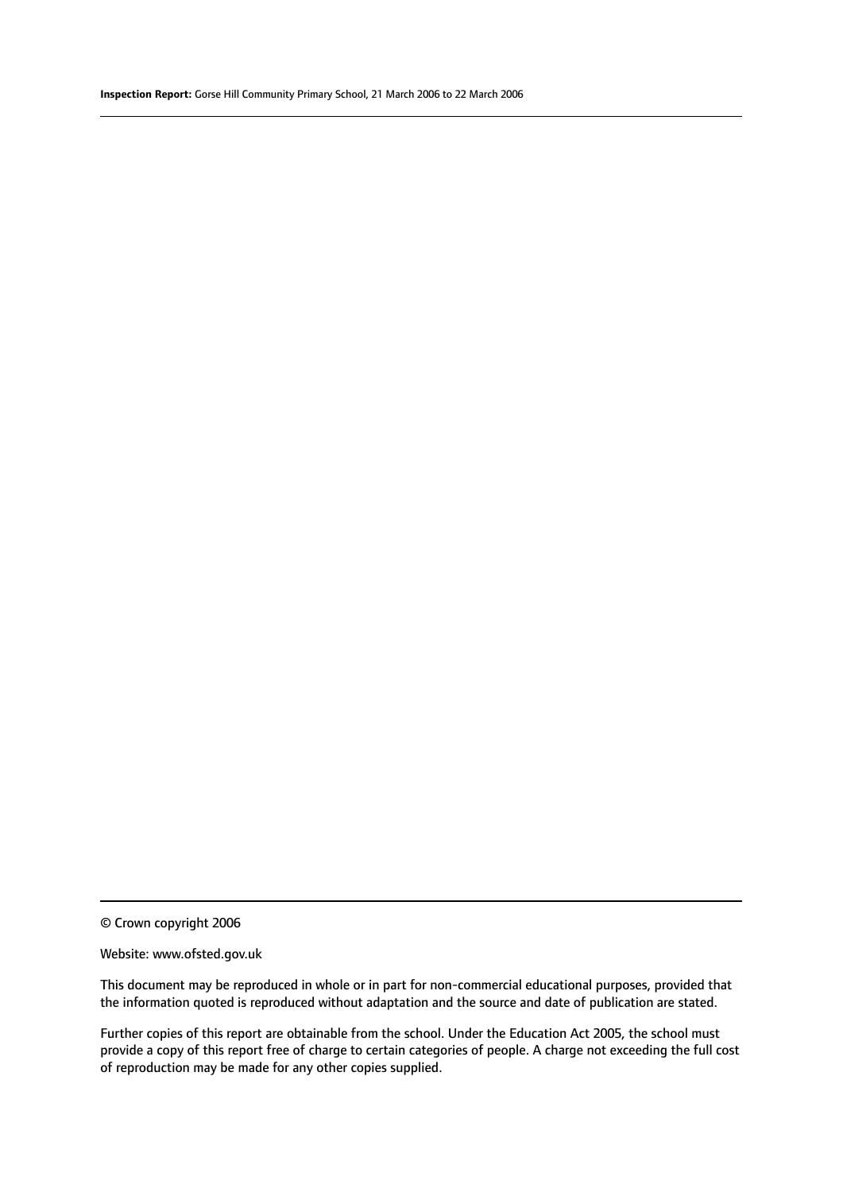© Crown copyright 2006

Website: www.ofsted.gov.uk

This document may be reproduced in whole or in part for non-commercial educational purposes, provided that the information quoted is reproduced without adaptation and the source and date of publication are stated.

Further copies of this report are obtainable from the school. Under the Education Act 2005, the school must provide a copy of this report free of charge to certain categories of people. A charge not exceeding the full cost of reproduction may be made for any other copies supplied.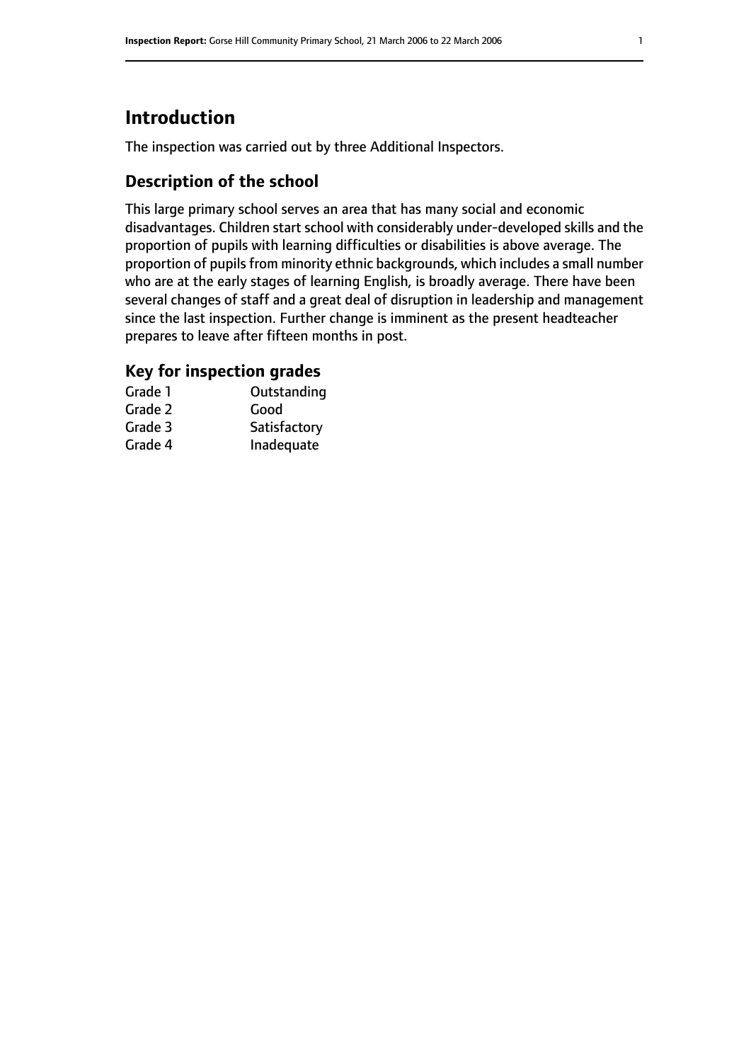## Introduction

The inspection was carried out by three Additional Inspectors.

### Description of the school

This large primary school serves an area that has many social and economic disadvantages. Children start school with considerably under-developed skills and the proportion of pupils with learning difficulties or disabilities is above average. The proportion of pupils from minority ethnic backgrounds, which includes a small number who are at the early stages of learning English, is broadly average. There have been several changes of staff and a great deal of disruption in leadership and management since the last inspection. Further change is imminent as the present headteacher prepares to leave after fifteen months in post.

### Key for inspection grades

| | |
|---|---|
| Grade 1 | Outstanding |
| Grade 2 | Good |
| Grade 3 | Satisfactory |
| Grade 4 | Inadequate |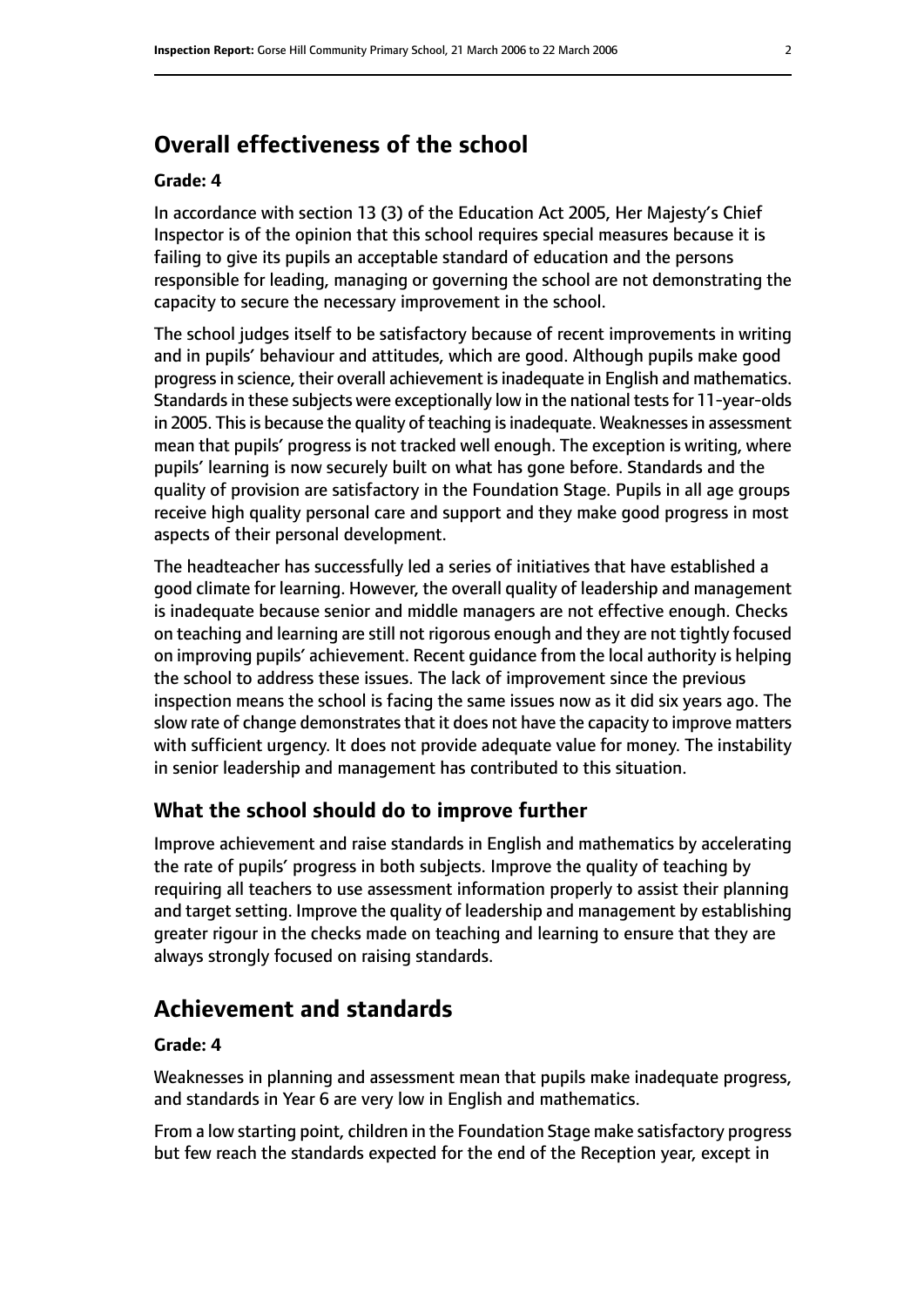## Overall effectiveness of the school

**Grade: 4**

In accordance with section 13 (3) of the Education Act 2005, Her Majesty's Chief Inspector is of the opinion that this school requires special measures because it is failing to give its pupils an acceptable standard of education and the persons responsible for leading, managing or governing the school are not demonstrating the capacity to secure the necessary improvement in the school.

The school judges itself to be satisfactory because of recent improvements in writing and in pupils' behaviour and attitudes, which are good. Although pupils make good progress in science, their overall achievement is inadequate in English and mathematics. Standards in these subjects were exceptionally low in the national tests for 11-year-olds in 2005. This is because the quality of teaching is inadequate. Weaknesses in assessment mean that pupils' progress is not tracked well enough. The exception is writing, where pupils' learning is now securely built on what has gone before. Standards and the quality of provision are satisfactory in the Foundation Stage. Pupils in all age groups receive high quality personal care and support and they make good progress in most aspects of their personal development.

The headteacher has successfully led a series of initiatives that have established a good climate for learning. However, the overall quality of leadership and management is inadequate because senior and middle managers are not effective enough. Checks on teaching and learning are still not rigorous enough and they are not tightly focused on improving pupils' achievement. Recent guidance from the local authority is helping the school to address these issues. The lack of improvement since the previous inspection means the school is facing the same issues now as it did six years ago. The slow rate of change demonstrates that it does not have the capacity to improve matters with sufficient urgency. It does not provide adequate value for money. The instability in senior leadership and management has contributed to this situation.

### What the school should do to improve further

Improve achievement and raise standards in English and mathematics by accelerating the rate of pupils' progress in both subjects. Improve the quality of teaching by requiring all teachers to use assessment information properly to assist their planning and target setting. Improve the quality of leadership and management by establishing greater rigour in the checks made on teaching and learning to ensure that they are always strongly focused on raising standards.

## Achievement and standards

**Grade: 4**

Weaknesses in planning and assessment mean that pupils make inadequate progress, and standards in Year 6 are very low in English and mathematics.

From a low starting point, children in the Foundation Stage make satisfactory progress but few reach the standards expected for the end of the Reception year, except in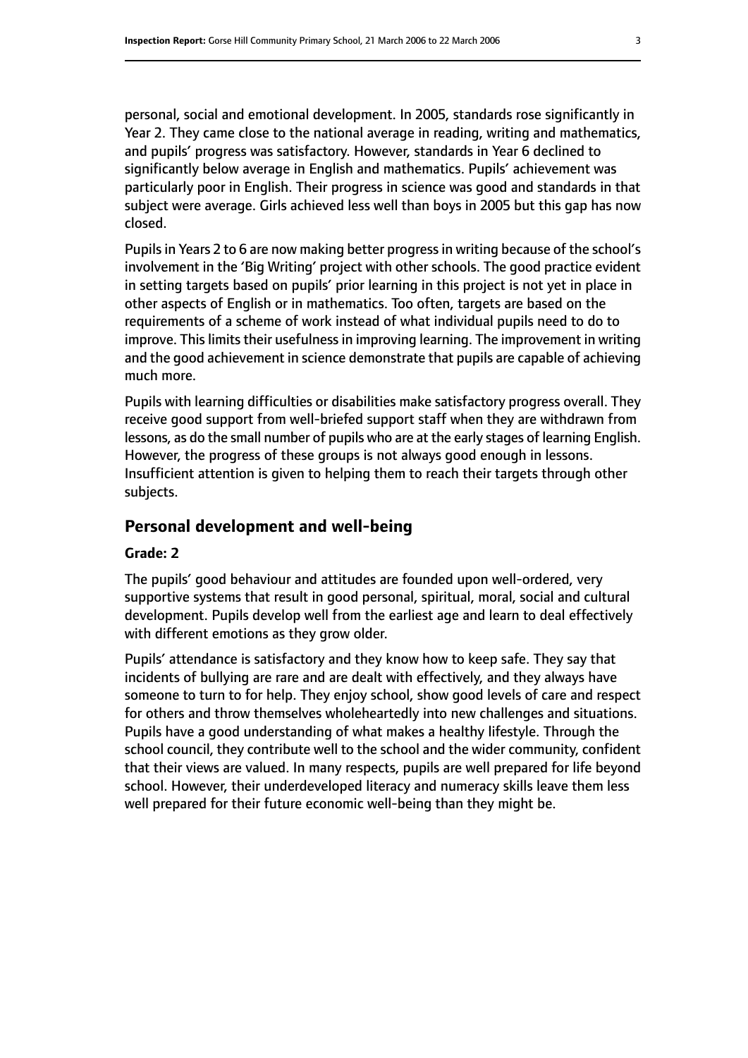personal, social and emotional development. In 2005, standards rose significantly in Year 2. They came close to the national average in reading, writing and mathematics, and pupils' progress was satisfactory. However, standards in Year 6 declined to significantly below average in English and mathematics. Pupils' achievement was particularly poor in English. Their progress in science was good and standards in that subject were average. Girls achieved less well than boys in 2005 but this gap has now closed.

Pupils in Years 2 to 6 are now making better progress in writing because of the school's involvement in the 'Big Writing' project with other schools. The good practice evident in setting targets based on pupils' prior learning in this project is not yet in place in other aspects of English or in mathematics. Too often, targets are based on the requirements of a scheme of work instead of what individual pupils need to do to improve. This limits their usefulness in improving learning. The improvement in writing and the good achievement in science demonstrate that pupils are capable of achieving much more.

Pupils with learning difficulties or disabilities make satisfactory progress overall. They receive good support from well-briefed support staff when they are withdrawn from lessons, as do the small number of pupils who are at the early stages of learning English. However, the progress of these groups is not always good enough in lessons. Insufficient attention is given to helping them to reach their targets through other subjects.

## Personal development and well-being

**Grade: 2**

The pupils' good behaviour and attitudes are founded upon well-ordered, very supportive systems that result in good personal, spiritual, moral, social and cultural development. Pupils develop well from the earliest age and learn to deal effectively with different emotions as they grow older.

Pupils' attendance is satisfactory and they know how to keep safe. They say that incidents of bullying are rare and are dealt with effectively, and they always have someone to turn to for help. They enjoy school, show good levels of care and respect for others and throw themselves wholeheartedly into new challenges and situations. Pupils have a good understanding of what makes a healthy lifestyle. Through the school council, they contribute well to the school and the wider community, confident that their views are valued. In many respects, pupils are well prepared for life beyond school. However, their underdeveloped literacy and numeracy skills leave them less well prepared for their future economic well-being than they might be.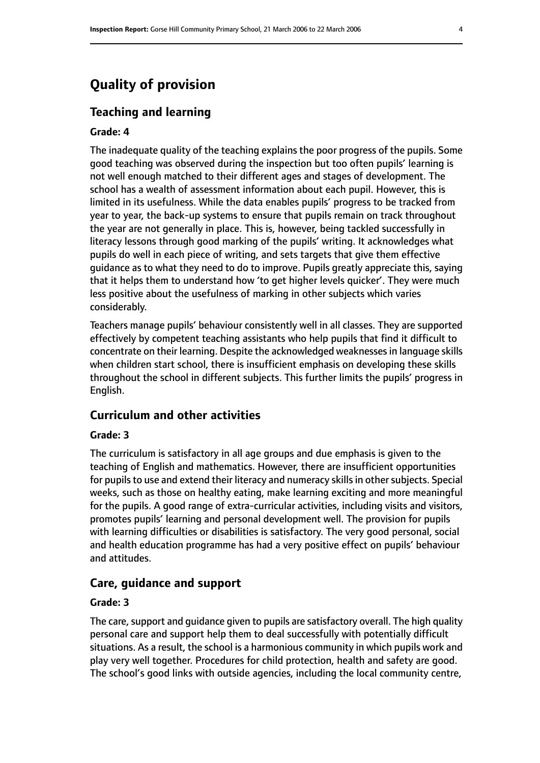# Quality of provision

## Teaching and learning

### Grade: 4

The inadequate quality of the teaching explains the poor progress of the pupils. Some good teaching was observed during the inspection but too often pupils' learning is not well enough matched to their different ages and stages of development. The school has a wealth of assessment information about each pupil. However, this is limited in its usefulness. While the data enables pupils' progress to be tracked from year to year, the back-up systems to ensure that pupils remain on track throughout the year are not generally in place. This is, however, being tackled successfully in literacy lessons through good marking of the pupils' writing. It acknowledges what pupils do well in each piece of writing, and sets targets that give them effective guidance as to what they need to do to improve. Pupils greatly appreciate this, saying that it helps them to understand how 'to get higher levels quicker'. They were much less positive about the usefulness of marking in other subjects which varies considerably.

Teachers manage pupils' behaviour consistently well in all classes. They are supported effectively by competent teaching assistants who help pupils that find it difficult to concentrate on their learning. Despite the acknowledged weaknesses in language skills when children start school, there is insufficient emphasis on developing these skills throughout the school in different subjects. This further limits the pupils' progress in English.

## Curriculum and other activities

### Grade: 3

The curriculum is satisfactory in all age groups and due emphasis is given to the teaching of English and mathematics. However, there are insufficient opportunities for pupils to use and extend their literacy and numeracy skills in other subjects. Special weeks, such as those on healthy eating, make learning exciting and more meaningful for the pupils. A good range of extra-curricular activities, including visits and visitors, promotes pupils' learning and personal development well. The provision for pupils with learning difficulties or disabilities is satisfactory. The very good personal, social and health education programme has had a very positive effect on pupils' behaviour and attitudes.

## Care, guidance and support

### Grade: 3

The care, support and guidance given to pupils are satisfactory overall. The high quality personal care and support help them to deal successfully with potentially difficult situations. As a result, the school is a harmonious community in which pupils work and play very well together. Procedures for child protection, health and safety are good. The school's good links with outside agencies, including the local community centre,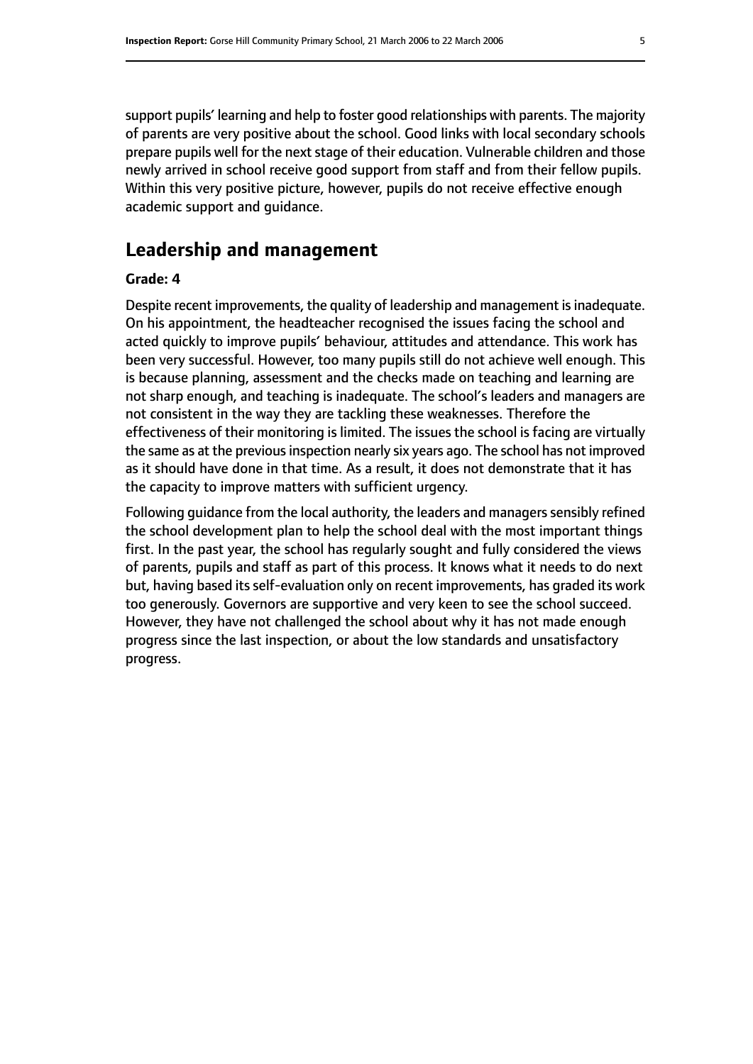support pupils' learning and help to foster good relationships with parents. The majority of parents are very positive about the school. Good links with local secondary schools prepare pupils well for the next stage of their education. Vulnerable children and those newly arrived in school receive good support from staff and from their fellow pupils. Within this very positive picture, however, pupils do not receive effective enough academic support and guidance.

## Leadership and management

**Grade: 4**

Despite recent improvements, the quality of leadership and management is inadequate. On his appointment, the headteacher recognised the issues facing the school and acted quickly to improve pupils' behaviour, attitudes and attendance. This work has been very successful. However, too many pupils still do not achieve well enough. This is because planning, assessment and the checks made on teaching and learning are not sharp enough, and teaching is inadequate. The school's leaders and managers are not consistent in the way they are tackling these weaknesses. Therefore the effectiveness of their monitoring is limited. The issues the school is facing are virtually the same as at the previous inspection nearly six years ago. The school has not improved as it should have done in that time. As a result, it does not demonstrate that it has the capacity to improve matters with sufficient urgency.

Following guidance from the local authority, the leaders and managers sensibly refined the school development plan to help the school deal with the most important things first. In the past year, the school has regularly sought and fully considered the views of parents, pupils and staff as part of this process. It knows what it needs to do next but, having based its self-evaluation only on recent improvements, has graded its work too generously. Governors are supportive and very keen to see the school succeed. However, they have not challenged the school about why it has not made enough progress since the last inspection, or about the low standards and unsatisfactory progress.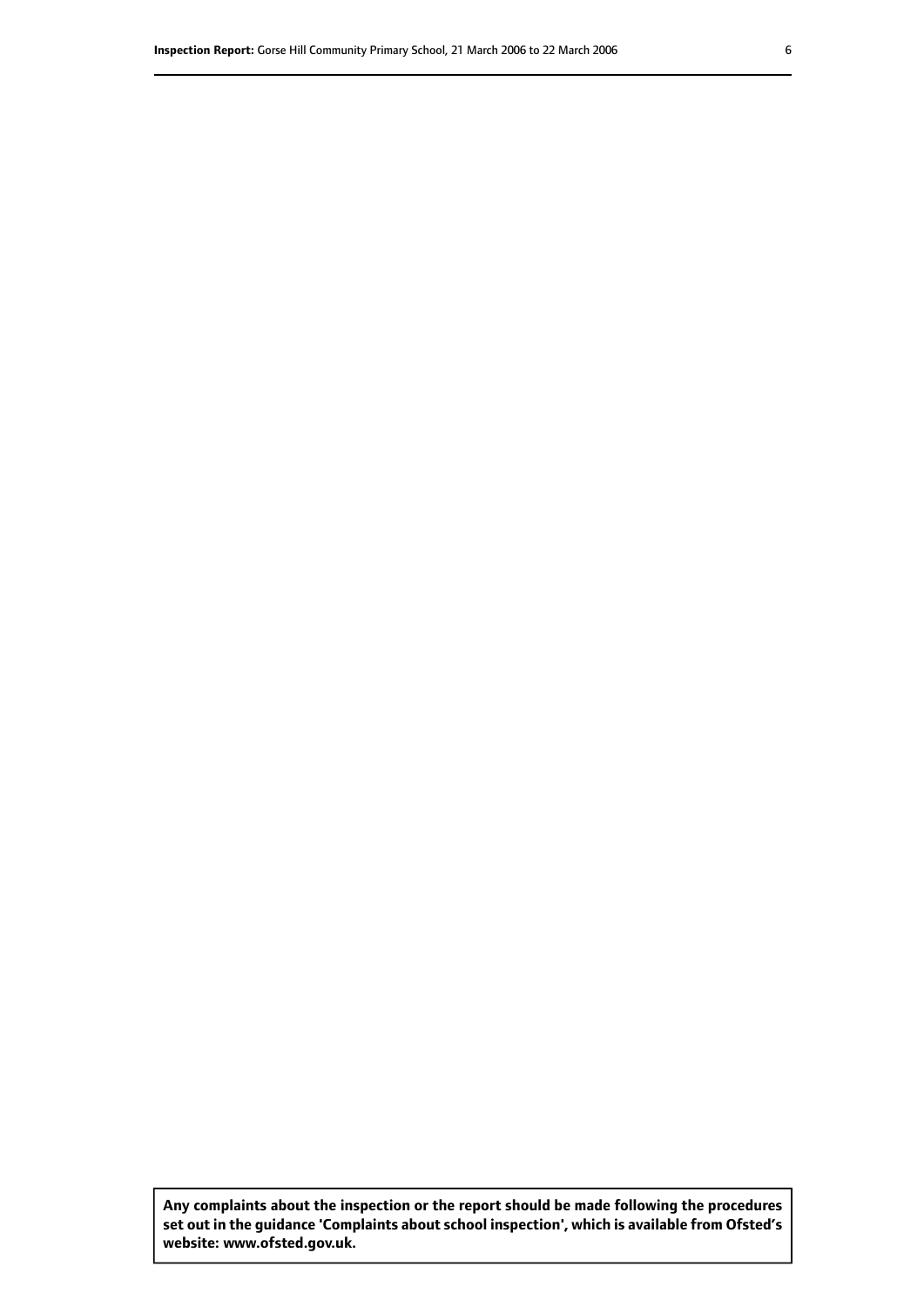**Any complaints about the inspection or the report should be made following the procedures set out in the guidance 'Complaints about school inspection', which is available from Ofsted's website: www.ofsted.gov.uk.**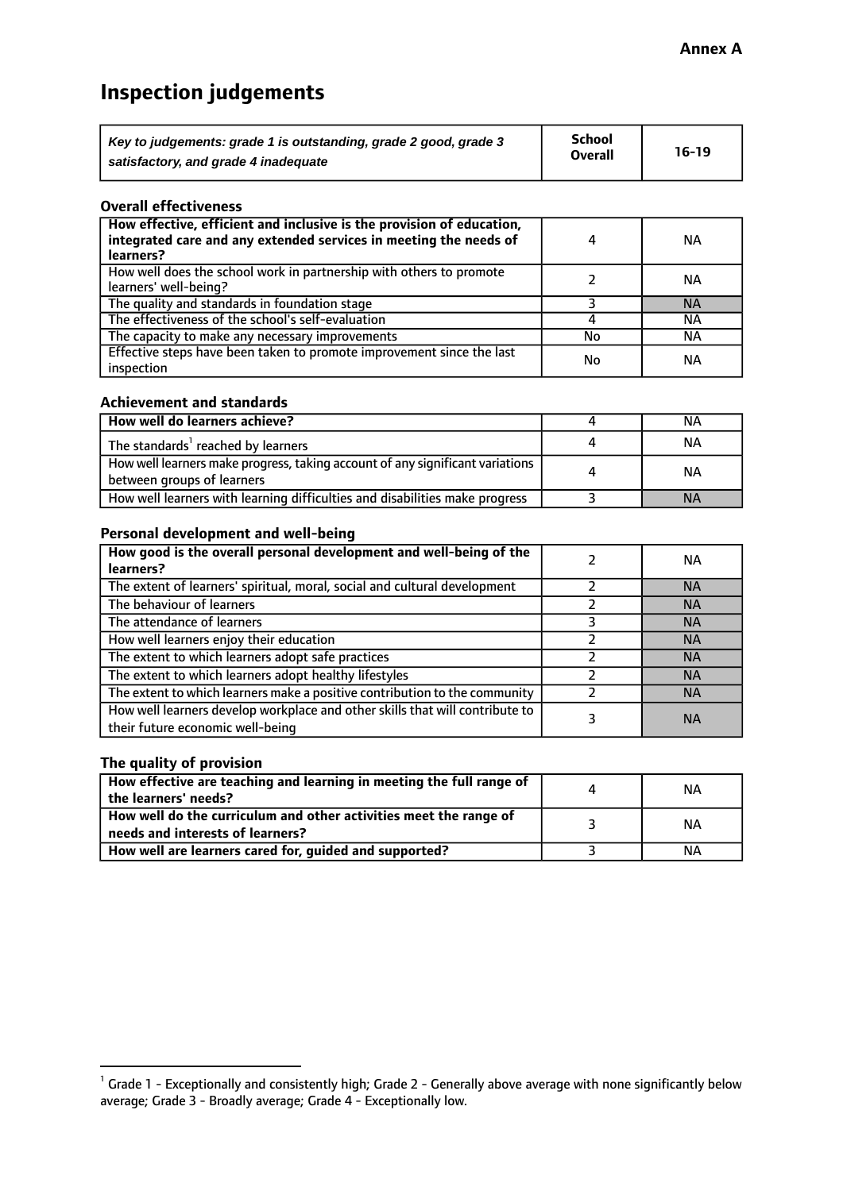**Annex A**

# Inspection judgements

| *Key to judgements: grade 1 is outstanding, grade 2 good, grade 3 satisfactory, and grade 4 inadequate* | School Overall | 16-19 |
|---|---|---|

### Overall effectiveness

| | | |
|---|---|---|
| **How effective, efficient and inclusive is the provision of education, integrated care and any extended services in meeting the needs of learners?** | 4 | NA |
| How well does the school work in partnership with others to promote learners' well-being? | 2 | NA |
| The quality and standards in foundation stage | 3 | NA |
| The effectiveness of the school's self-evaluation | 4 | NA |
| The capacity to make any necessary improvements | No | NA |
| Effective steps have been taken to promote improvement since the last inspection | No | NA |

### Achievement and standards

| | | |
|---|---|---|
| **How well do learners achieve?** | 4 | NA |
| The standards[1] reached by learners | 4 | NA |
| How well learners make progress, taking account of any significant variations between groups of learners | 4 | NA |
| How well learners with learning difficulties and disabilities make progress | 3 | NA |

### Personal development and well-being

| | | |
|---|---|---|
| **How good is the overall personal development and well-being of the learners?** | 2 | NA |
| The extent of learners' spiritual, moral, social and cultural development | 2 | NA |
| The behaviour of learners | 2 | NA |
| The attendance of learners | 3 | NA |
| How well learners enjoy their education | 2 | NA |
| The extent to which learners adopt safe practices | 2 | NA |
| The extent to which learners adopt healthy lifestyles | 2 | NA |
| The extent to which learners make a positive contribution to the community | 2 | NA |
| How well learners develop workplace and other skills that will contribute to their future economic well-being | 3 | NA |

### The quality of provision

| | | |
|---|---|---|
| **How effective are teaching and learning in meeting the full range of the learners' needs?** | 4 | NA |
| **How well do the curriculum and other activities meet the range of needs and interests of learners?** | 3 | NA |
| **How well are learners cared for, guided and supported?** | 3 | NA |

[1] Grade 1 - Exceptionally and consistently high; Grade 2 - Generally above average with none significantly below average; Grade 3 - Broadly average; Grade 4 - Exceptionally low.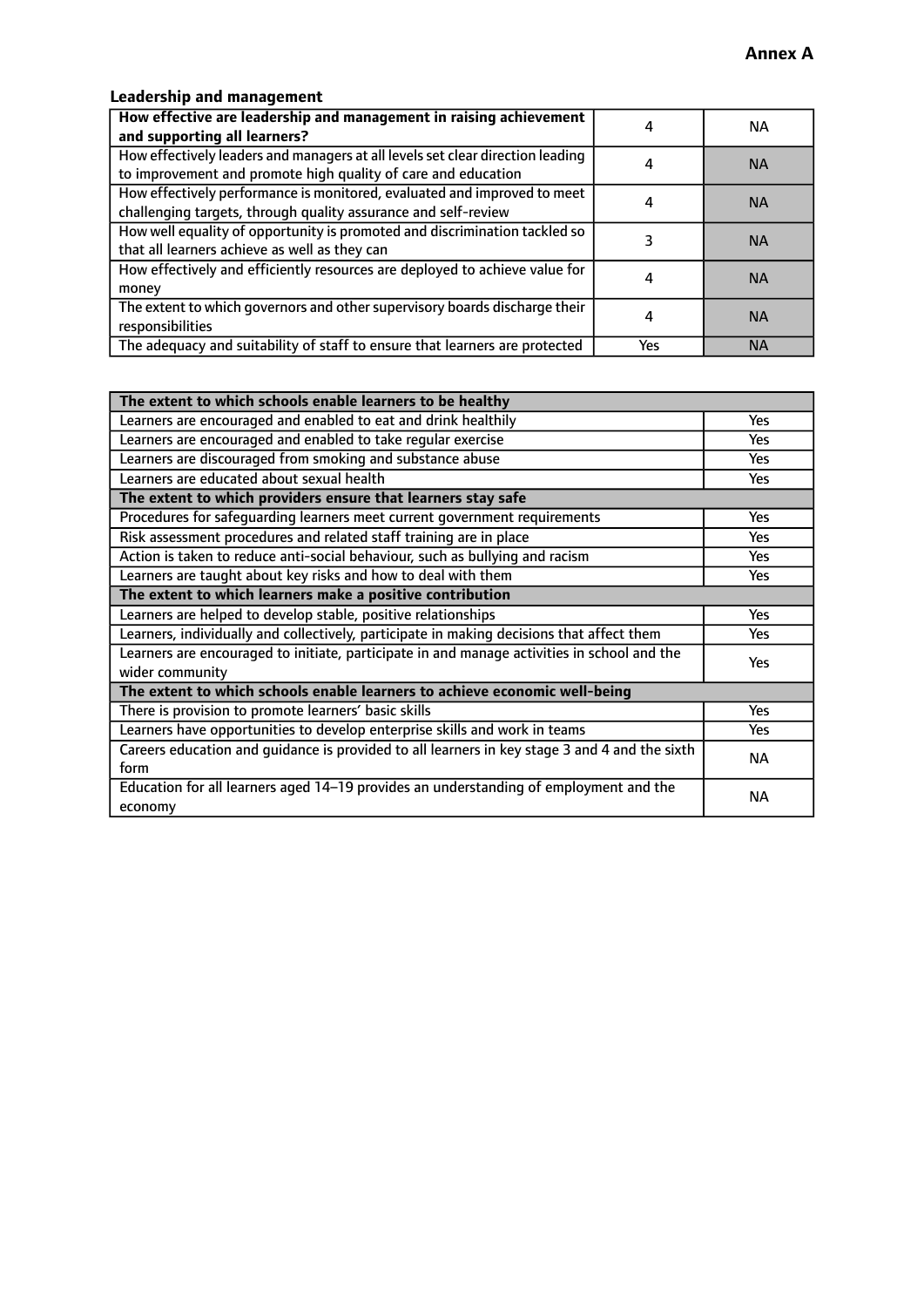**Annex A**

### Leadership and management

| **How effective are leadership and management in raising achievement and supporting all learners?** | 4 | NA |
|---|---|---|
| How effectively leaders and managers at all levels set clear direction leading to improvement and promote high quality of care and education | 4 | NA |
| How effectively performance is monitored, evaluated and improved to meet challenging targets, through quality assurance and self-review | 4 | NA |
| How well equality of opportunity is promoted and discrimination tackled so that all learners achieve as well as they can | 3 | NA |
| How effectively and efficiently resources are deployed to achieve value for money | 4 | NA |
| The extent to which governors and other supervisory boards discharge their responsibilities | 4 | NA |
| The adequacy and suitability of staff to ensure that learners are protected | Yes | NA |

| **The extent to which schools enable learners to be healthy** | |
|---|---|
| Learners are encouraged and enabled to eat and drink healthily | Yes |
| Learners are encouraged and enabled to take regular exercise | Yes |
| Learners are discouraged from smoking and substance abuse | Yes |
| Learners are educated about sexual health | Yes |
| **The extent to which providers ensure that learners stay safe** | |
| Procedures for safeguarding learners meet current government requirements | Yes |
| Risk assessment procedures and related staff training are in place | Yes |
| Action is taken to reduce anti-social behaviour, such as bullying and racism | Yes |
| Learners are taught about key risks and how to deal with them | Yes |
| **The extent to which learners make a positive contribution** | |
| Learners are helped to develop stable, positive relationships | Yes |
| Learners, individually and collectively, participate in making decisions that affect them | Yes |
| Learners are encouraged to initiate, participate in and manage activities in school and the wider community | Yes |
| **The extent to which schools enable learners to achieve economic well-being** | |
| There is provision to promote learners' basic skills | Yes |
| Learners have opportunities to develop enterprise skills and work in teams | Yes |
| Careers education and guidance is provided to all learners in key stage 3 and 4 and the sixth form | NA |
| Education for all learners aged 14–19 provides an understanding of employment and the economy | NA |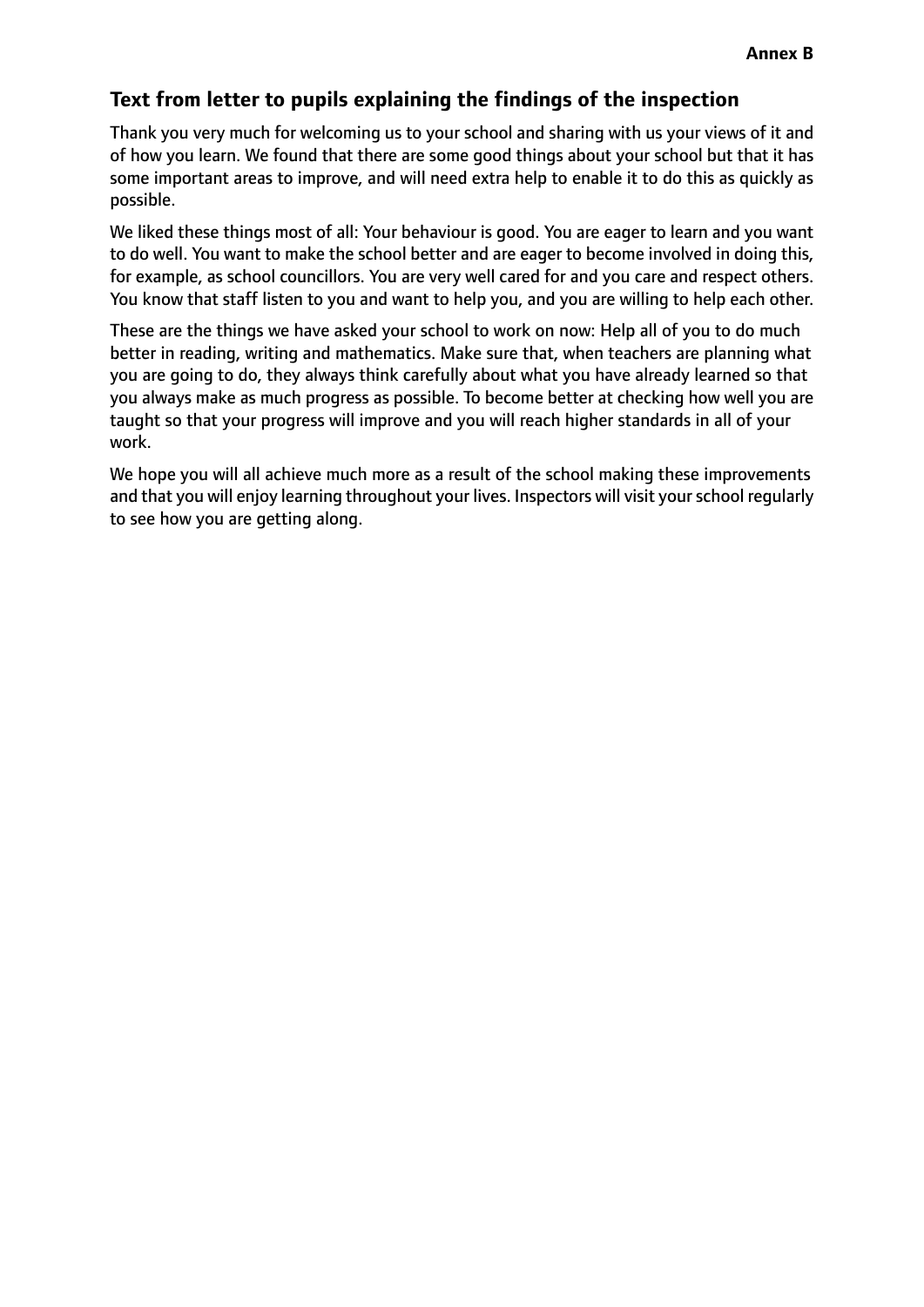Annex B

## Text from letter to pupils explaining the findings of the inspection

Thank you very much for welcoming us to your school and sharing with us your views of it and of how you learn. We found that there are some good things about your school but that it has some important areas to improve, and will need extra help to enable it to do this as quickly as possible.

We liked these things most of all: Your behaviour is good. You are eager to learn and you want to do well. You want to make the school better and are eager to become involved in doing this, for example, as school councillors. You are very well cared for and you care and respect others. You know that staff listen to you and want to help you, and you are willing to help each other.

These are the things we have asked your school to work on now: Help all of you to do much better in reading, writing and mathematics. Make sure that, when teachers are planning what you are going to do, they always think carefully about what you have already learned so that you always make as much progress as possible. To become better at checking how well you are taught so that your progress will improve and you will reach higher standards in all of your work.

We hope you will all achieve much more as a result of the school making these improvements and that you will enjoy learning throughout your lives. Inspectors will visit your school regularly to see how you are getting along.